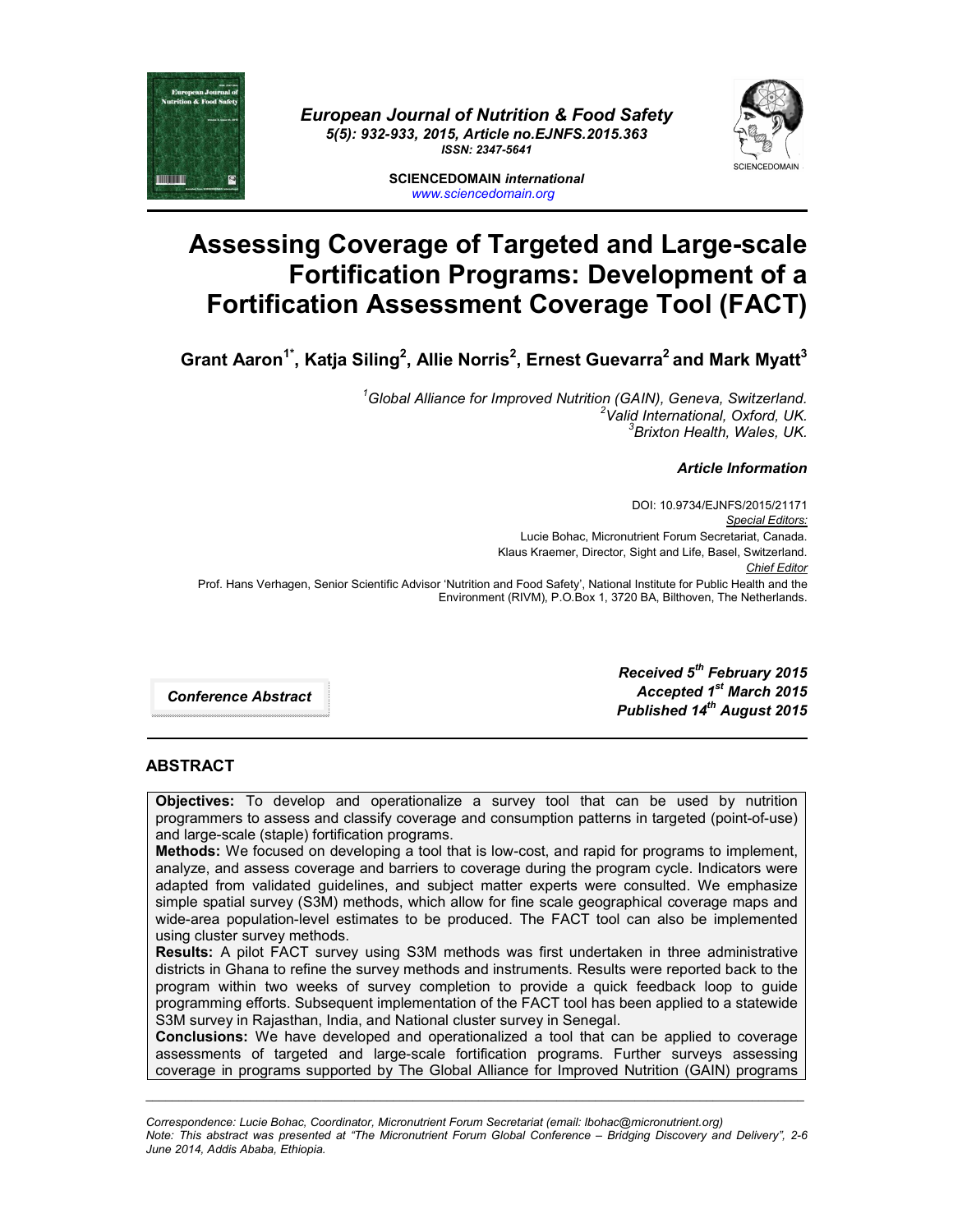# Assessing Coverage of Targeted and Large-scale Fortification Programs: Development of a Fortification Assessment Coverage Tool (FACT)

**Grant Aaron[1*], Katja Siling[2], Allie Norris[2], Ernest Guevarra[2] and Mark Myatt[3]**

*[1]Global Alliance for Improved Nutrition (GAIN), Geneva, Switzerland.*
*[2]Valid International, Oxford, UK.*
*[3]Brixton Health, Wales, UK.*

### *Article Information*

DOI: 10.9734/EJNFS/2015/21171

Special Editors:
Lucie Bohac, Micronutrient Forum Secretariat, Canada.
Klaus Kraemer, Director, Sight and Life, Basel, Switzerland.

Chief Editor
Prof. Hans Verhagen, Senior Scientific Advisor 'Nutrition and Food Safety', National Institute for Public Health and the Environment (RIVM), P.O.Box 1, 3720 BA, Bilthoven, The Netherlands.

*Conference Abstract*

*Received 5th February 2015*
*Accepted 1st March 2015*
*Published 14th August 2015*

## ABSTRACT

**Objectives:** To develop and operationalize a survey tool that can be used by nutrition programmers to assess and classify coverage and consumption patterns in targeted (point-of-use) and large-scale (staple) fortification programs.

**Methods:** We focused on developing a tool that is low-cost, and rapid for programs to implement, analyze, and assess coverage and barriers to coverage during the program cycle. Indicators were adapted from validated guidelines, and subject matter experts were consulted. We emphasize simple spatial survey (S3M) methods, which allow for fine scale geographical coverage maps and wide-area population-level estimates to be produced. The FACT tool can also be implemented using cluster survey methods.

**Results:** A pilot FACT survey using S3M methods was first undertaken in three administrative districts in Ghana to refine the survey methods and instruments. Results were reported back to the program within two weeks of survey completion to provide a quick feedback loop to guide programming efforts. Subsequent implementation of the FACT tool has been applied to a statewide S3M survey in Rajasthan, India, and National cluster survey in Senegal.

**Conclusions:** We have developed and operationalized a tool that can be applied to coverage assessments of targeted and large-scale fortification programs. Further surveys assessing coverage in programs supported by The Global Alliance for Improved Nutrition (GAIN) programs

---

*Correspondence: Lucie Bohac, Coordinator, Micronutrient Forum Secretariat (email: lbohac@micronutrient.org)*
*Note: This abstract was presented at "The Micronutrient Forum Global Conference – Bridging Discovery and Delivery", 2-6 June 2014, Addis Ababa, Ethiopia.*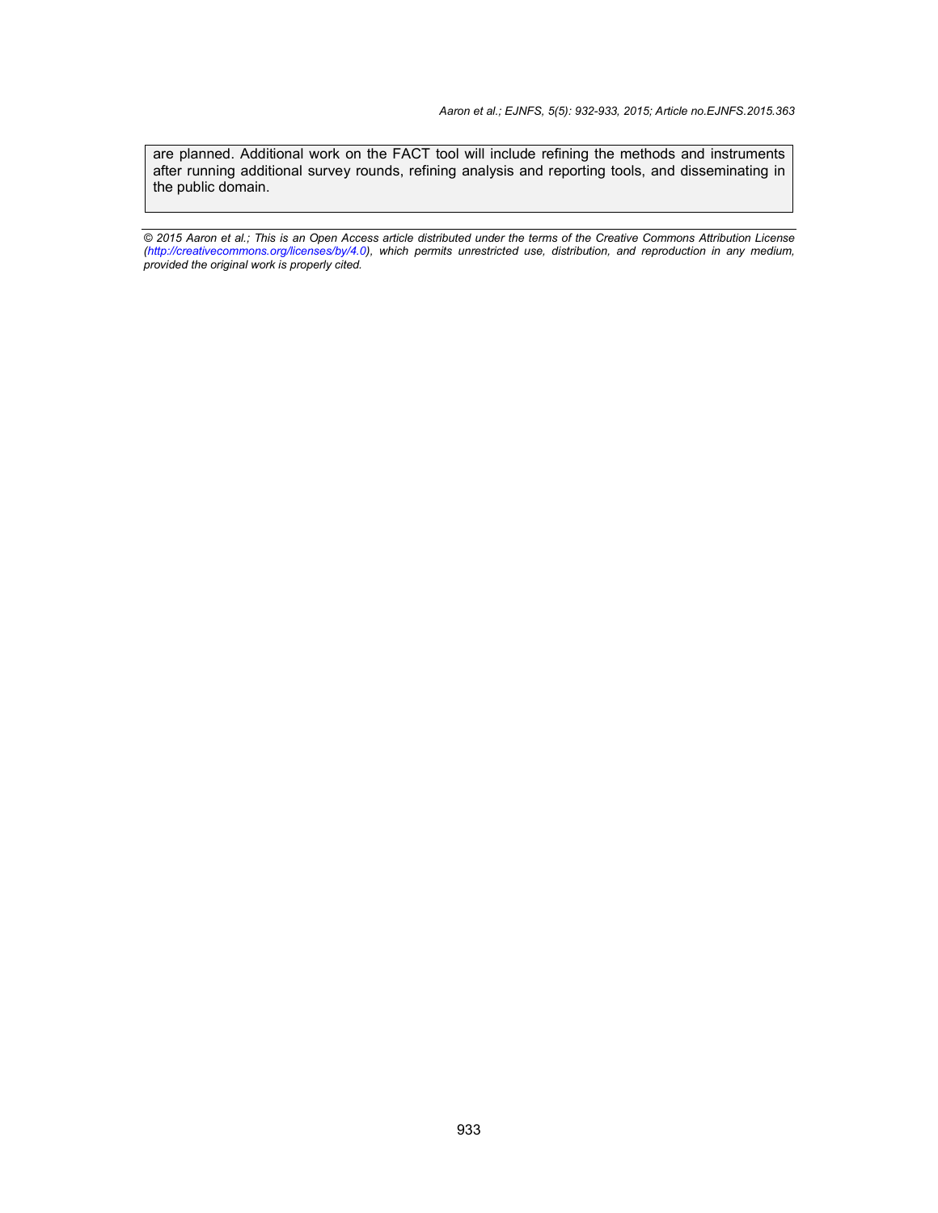are planned. Additional work on the FACT tool will include refining the methods and instruments after running additional survey rounds, refining analysis and reporting tools, and disseminating in the public domain.

---

*© 2015 Aaron et al.; This is an Open Access article distributed under the terms of the Creative Commons Attribution License (http://creativecommons.org/licenses/by/4.0), which permits unrestricted use, distribution, and reproduction in any medium, provided the original work is properly cited.*